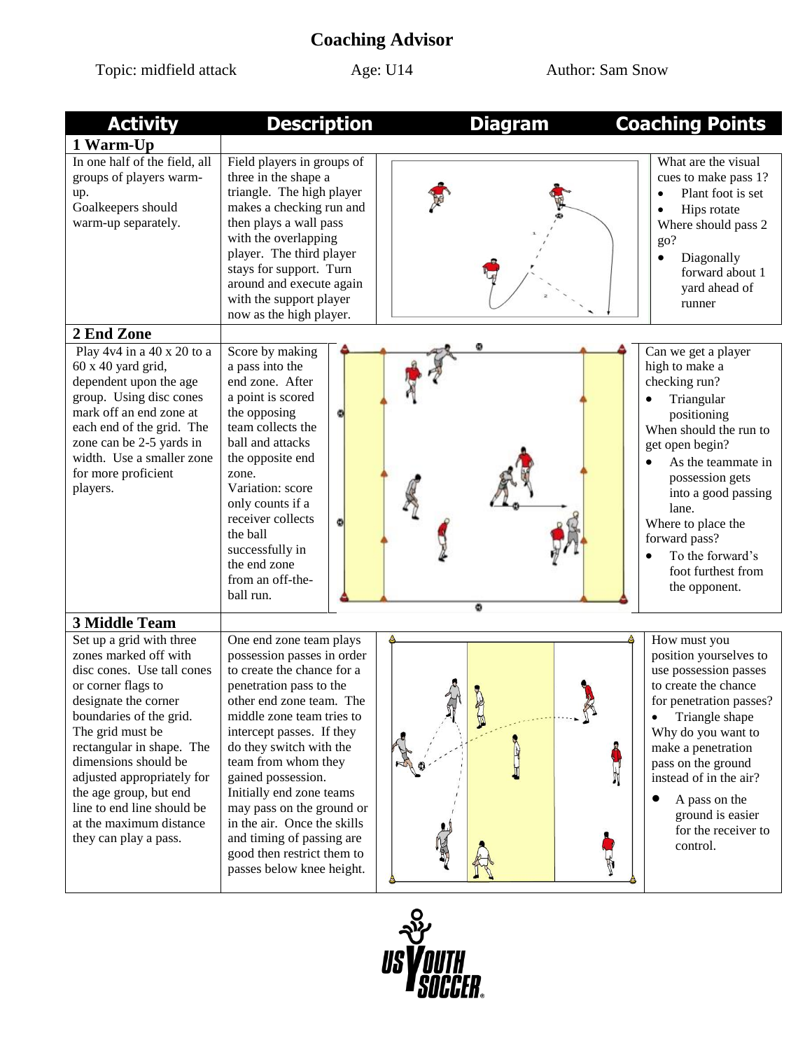# Coaching Advisor

Topic: midfield attack | Age: U14 | Author: Sam Snow

| Activity | Description | Diagram | Coaching Points |
|---|---|---|---|
| **1 Warm-Up** | | | |
| In one half of the field, all groups of players warm-up. Goalkeepers should warm-up separately. | Field players in groups of three in the shape a triangle. The high player makes a checking run and then plays a wall pass with the overlapping player. The third player stays for support. Turn around and execute again with the support player now as the high player. | | What are the visual cues to make pass 1? • Plant foot is set • Hips rotate Where should pass 2 go? • Diagonally forward about 1 yard ahead of runner |
| **2 End Zone** | | | |
| Play 4v4 in a 40 x 20 to a 60 x 40 yard grid, dependent upon the age group. Using disc cones mark off an end zone at each end of the grid. The zone can be 2-5 yards in width. Use a smaller zone for more proficient players. | Score by making a pass into the end zone. After a point is scored the opposing team collects the ball and attacks the opposite end zone. Variation: score only counts if a receiver collects the ball successfully in the end zone from an off-the-ball run. | | Can we get a player high to make a checking run? • Triangular positioning When should the run to get open begin? • As the teammate in possession gets into a good passing lane. Where to place the forward pass? • To the forward's foot furthest from the opponent. |
| **3 Middle Team** | | | |
| Set up a grid with three zones marked off with disc cones. Use tall cones or corner flags to designate the corner boundaries of the grid. The grid must be rectangular in shape. The dimensions should be adjusted appropriately for the age group, but end line to end line should be at the maximum distance they can play a pass. | One end zone team plays possession passes in order to create the chance for a penetration pass to the other end zone team. The middle zone team tries to intercept passes. If they do they switch with the team from whom they gained possession. Initially end zone teams may pass on the ground or in the air. Once the skills and timing of passing are good then restrict them to passes below knee height. | | How must you position yourselves to use possession passes to create the chance for penetration passes? • Triangle shape Why do you want to make a penetration pass on the ground instead of in the air? • A pass on the ground is easier for the receiver to control. |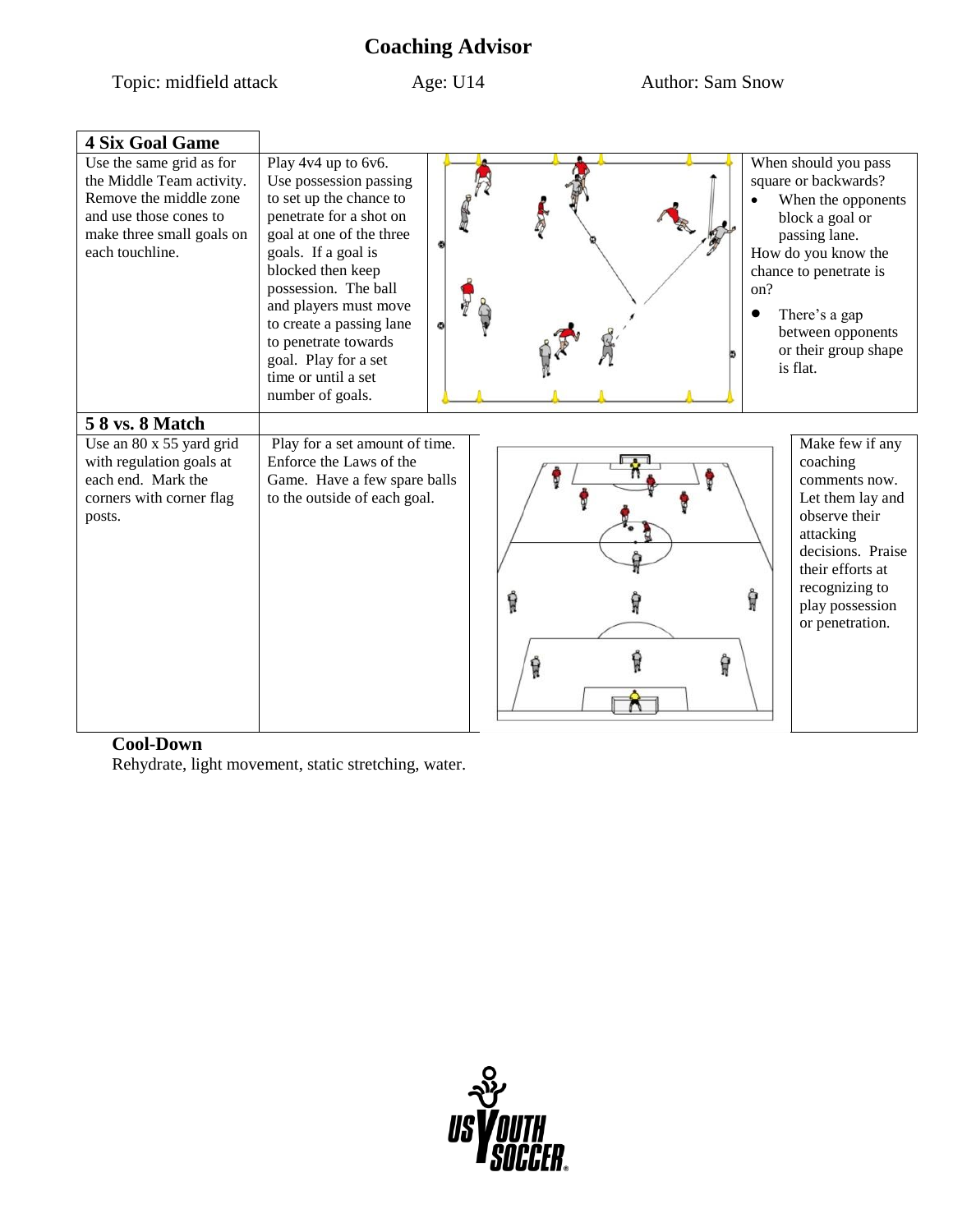# Coaching Advisor

Topic: midfield attack     Age: U14     Author: Sam Snow

| | | |
|---|---|---|
| **4 Six Goal Game** | | |
| Use the same grid as for the Middle Team activity. Remove the middle zone and use those cones to make three small goals on each touchline. | Play 4v4 up to 6v6. Use possession passing to set up the chance to penetrate for a shot on goal at one of the three goals. If a goal is blocked then keep possession. The ball and players must move to create a passing lane to penetrate towards goal. Play for a set time or until a set number of goals. | When should you pass square or backwards?<br>• When the opponents block a goal or passing lane.<br>How do you know the chance to penetrate is on?<br>• There's a gap between opponents or their group shape is flat. |
| **5 8 vs. 8 Match** | | |
| Use an 80 x 55 yard grid with regulation goals at each end. Mark the corners with corner flag posts. | Play for a set amount of time. Enforce the Laws of the Game. Have a few spare balls to the outside of each goal. | Make few if any coaching comments now. Let them lay and observe their attacking decisions. Praise their efforts at recognizing to play possession or penetration. |

**Cool-Down**

Rehydrate, light movement, static stretching, water.